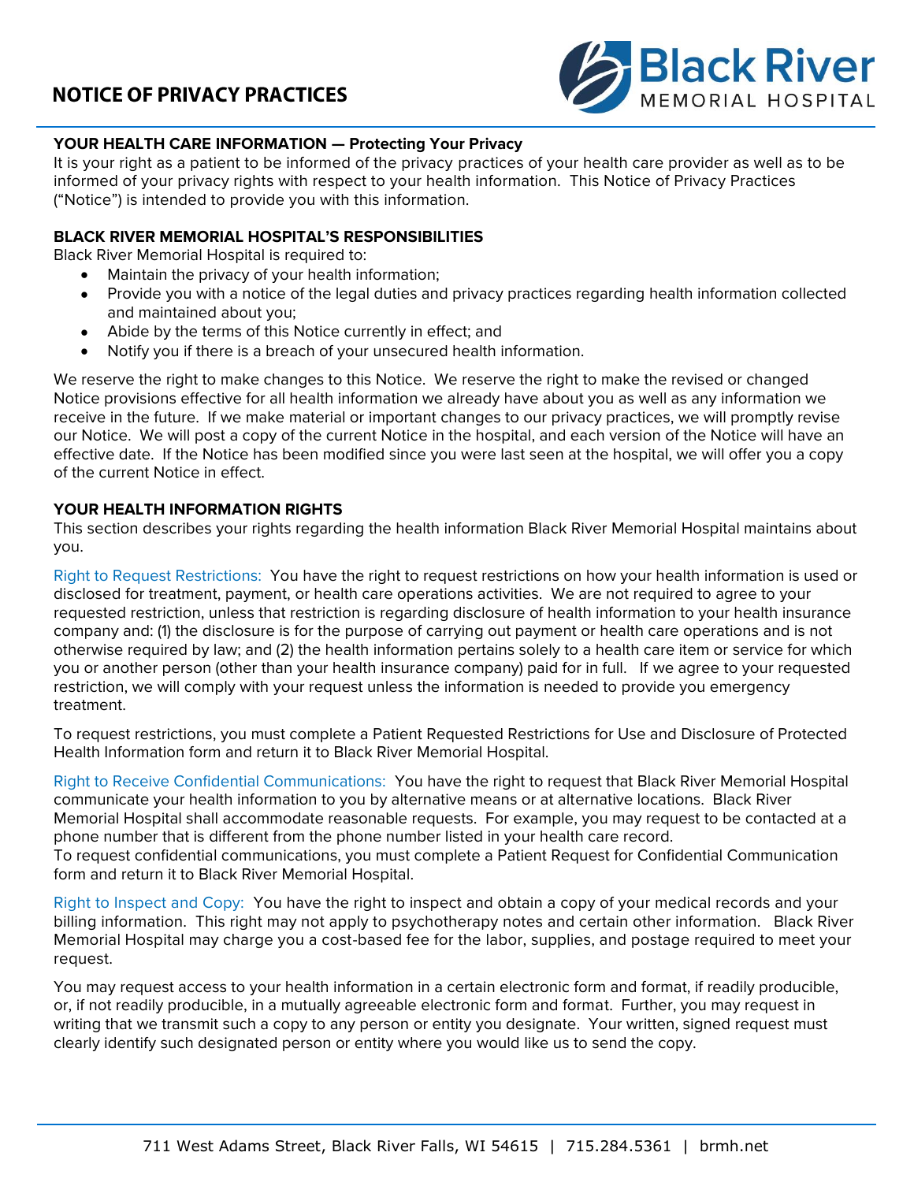# NOTICE OF PRIVACY PRACTICES

Black River MEMORIAL HOSPITAL

## YOUR HEALTH CARE INFORMATION — Protecting Your Privacy

It is your right as a patient to be informed of the privacy practices of your health care provider as well as to be informed of your privacy rights with respect to your health information. This Notice of Privacy Practices ("Notice") is intended to provide you with this information.

## BLACK RIVER MEMORIAL HOSPITAL'S RESPONSIBILITIES

Black River Memorial Hospital is required to:

- Maintain the privacy of your health information;
- Provide you with a notice of the legal duties and privacy practices regarding health information collected and maintained about you;
- Abide by the terms of this Notice currently in effect; and
- Notify you if there is a breach of your unsecured health information.

We reserve the right to make changes to this Notice. We reserve the right to make the revised or changed Notice provisions effective for all health information we already have about you as well as any information we receive in the future. If we make material or important changes to our privacy practices, we will promptly revise our Notice. We will post a copy of the current Notice in the hospital, and each version of the Notice will have an effective date. If the Notice has been modified since you were last seen at the hospital, we will offer you a copy of the current Notice in effect.

## YOUR HEALTH INFORMATION RIGHTS

This section describes your rights regarding the health information Black River Memorial Hospital maintains about you.

Right to Request Restrictions: You have the right to request restrictions on how your health information is used or disclosed for treatment, payment, or health care operations activities. We are not required to agree to your requested restriction, unless that restriction is regarding disclosure of health information to your health insurance company and: (1) the disclosure is for the purpose of carrying out payment or health care operations and is not otherwise required by law; and (2) the health information pertains solely to a health care item or service for which you or another person (other than your health insurance company) paid for in full. If we agree to your requested restriction, we will comply with your request unless the information is needed to provide you emergency treatment.

To request restrictions, you must complete a Patient Requested Restrictions for Use and Disclosure of Protected Health Information form and return it to Black River Memorial Hospital.

Right to Receive Confidential Communications: You have the right to request that Black River Memorial Hospital communicate your health information to you by alternative means or at alternative locations. Black River Memorial Hospital shall accommodate reasonable requests. For example, you may request to be contacted at a phone number that is different from the phone number listed in your health care record.
To request confidential communications, you must complete a Patient Request for Confidential Communication form and return it to Black River Memorial Hospital.

Right to Inspect and Copy: You have the right to inspect and obtain a copy of your medical records and your billing information. This right may not apply to psychotherapy notes and certain other information. Black River Memorial Hospital may charge you a cost-based fee for the labor, supplies, and postage required to meet your request.

You may request access to your health information in a certain electronic form and format, if readily producible, or, if not readily producible, in a mutually agreeable electronic form and format. Further, you may request in writing that we transmit such a copy to any person or entity you designate. Your written, signed request must clearly identify such designated person or entity where you would like us to send the copy.

711 West Adams Street, Black River Falls, WI 54615 | 715.284.5361 | brmh.net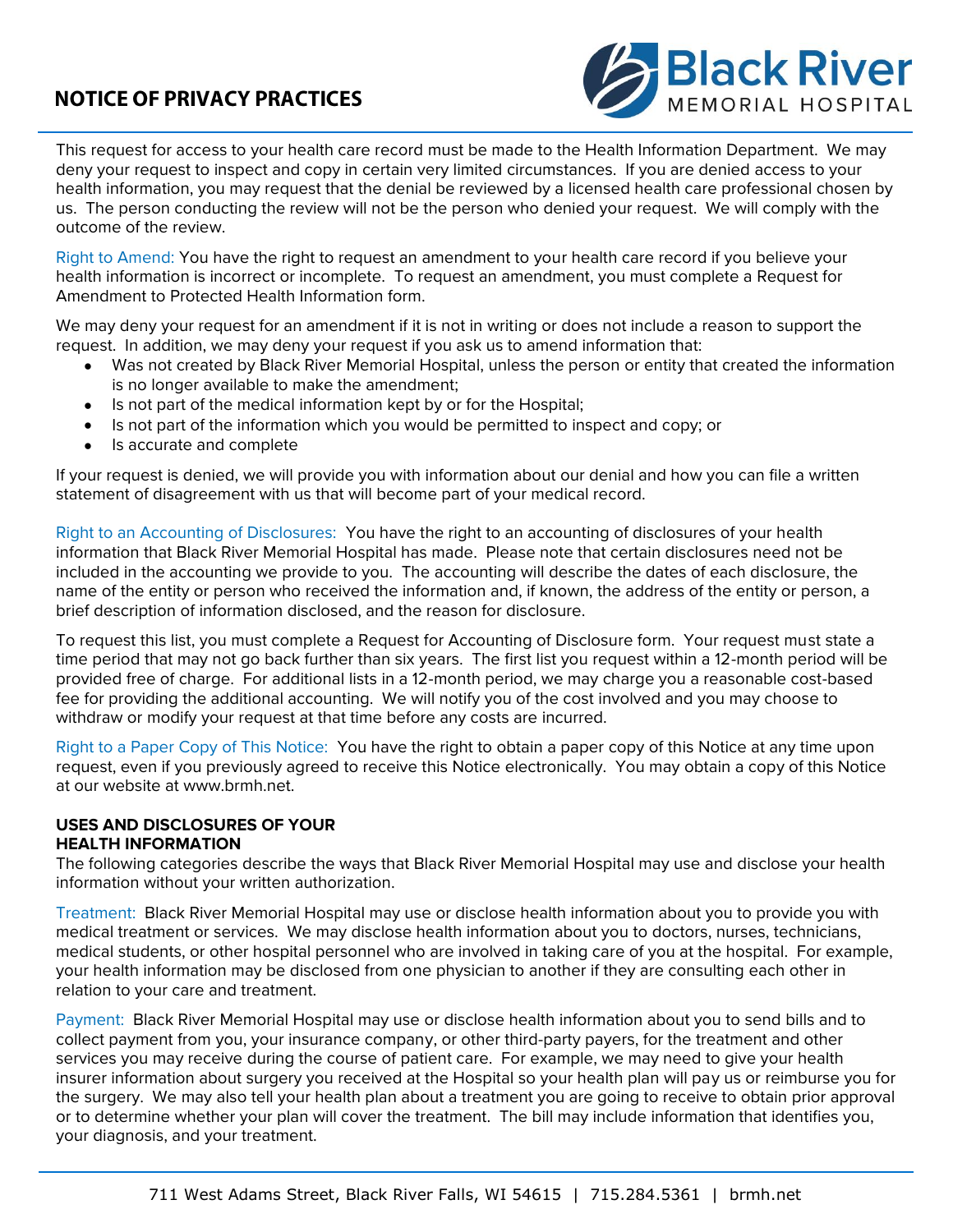# NOTICE OF PRIVACY PRACTICES

This request for access to your health care record must be made to the Health Information Department. We may deny your request to inspect and copy in certain very limited circumstances. If you are denied access to your health information, you may request that the denial be reviewed by a licensed health care professional chosen by us. The person conducting the review will not be the person who denied your request. We will comply with the outcome of the review.

Right to Amend: You have the right to request an amendment to your health care record if you believe your health information is incorrect or incomplete. To request an amendment, you must complete a Request for Amendment to Protected Health Information form.

We may deny your request for an amendment if it is not in writing or does not include a reason to support the request. In addition, we may deny your request if you ask us to amend information that:

- Was not created by Black River Memorial Hospital, unless the person or entity that created the information is no longer available to make the amendment;
- Is not part of the medical information kept by or for the Hospital;
- Is not part of the information which you would be permitted to inspect and copy; or
- Is accurate and complete

If your request is denied, we will provide you with information about our denial and how you can file a written statement of disagreement with us that will become part of your medical record.

Right to an Accounting of Disclosures: You have the right to an accounting of disclosures of your health information that Black River Memorial Hospital has made. Please note that certain disclosures need not be included in the accounting we provide to you. The accounting will describe the dates of each disclosure, the name of the entity or person who received the information and, if known, the address of the entity or person, a brief description of information disclosed, and the reason for disclosure.

To request this list, you must complete a Request for Accounting of Disclosure form. Your request must state a time period that may not go back further than six years. The first list you request within a 12-month period will be provided free of charge. For additional lists in a 12-month period, we may charge you a reasonable cost-based fee for providing the additional accounting. We will notify you of the cost involved and you may choose to withdraw or modify your request at that time before any costs are incurred.

Right to a Paper Copy of This Notice: You have the right to obtain a paper copy of this Notice at any time upon request, even if you previously agreed to receive this Notice electronically. You may obtain a copy of this Notice at our website at www.brmh.net.

## USES AND DISCLOSURES OF YOUR HEALTH INFORMATION

The following categories describe the ways that Black River Memorial Hospital may use and disclose your health information without your written authorization.

Treatment: Black River Memorial Hospital may use or disclose health information about you to provide you with medical treatment or services. We may disclose health information about you to doctors, nurses, technicians, medical students, or other hospital personnel who are involved in taking care of you at the hospital. For example, your health information may be disclosed from one physician to another if they are consulting each other in relation to your care and treatment.

Payment: Black River Memorial Hospital may use or disclose health information about you to send bills and to collect payment from you, your insurance company, or other third-party payers, for the treatment and other services you may receive during the course of patient care. For example, we may need to give your health insurer information about surgery you received at the Hospital so your health plan will pay us or reimburse you for the surgery. We may also tell your health plan about a treatment you are going to receive to obtain prior approval or to determine whether your plan will cover the treatment. The bill may include information that identifies you, your diagnosis, and your treatment.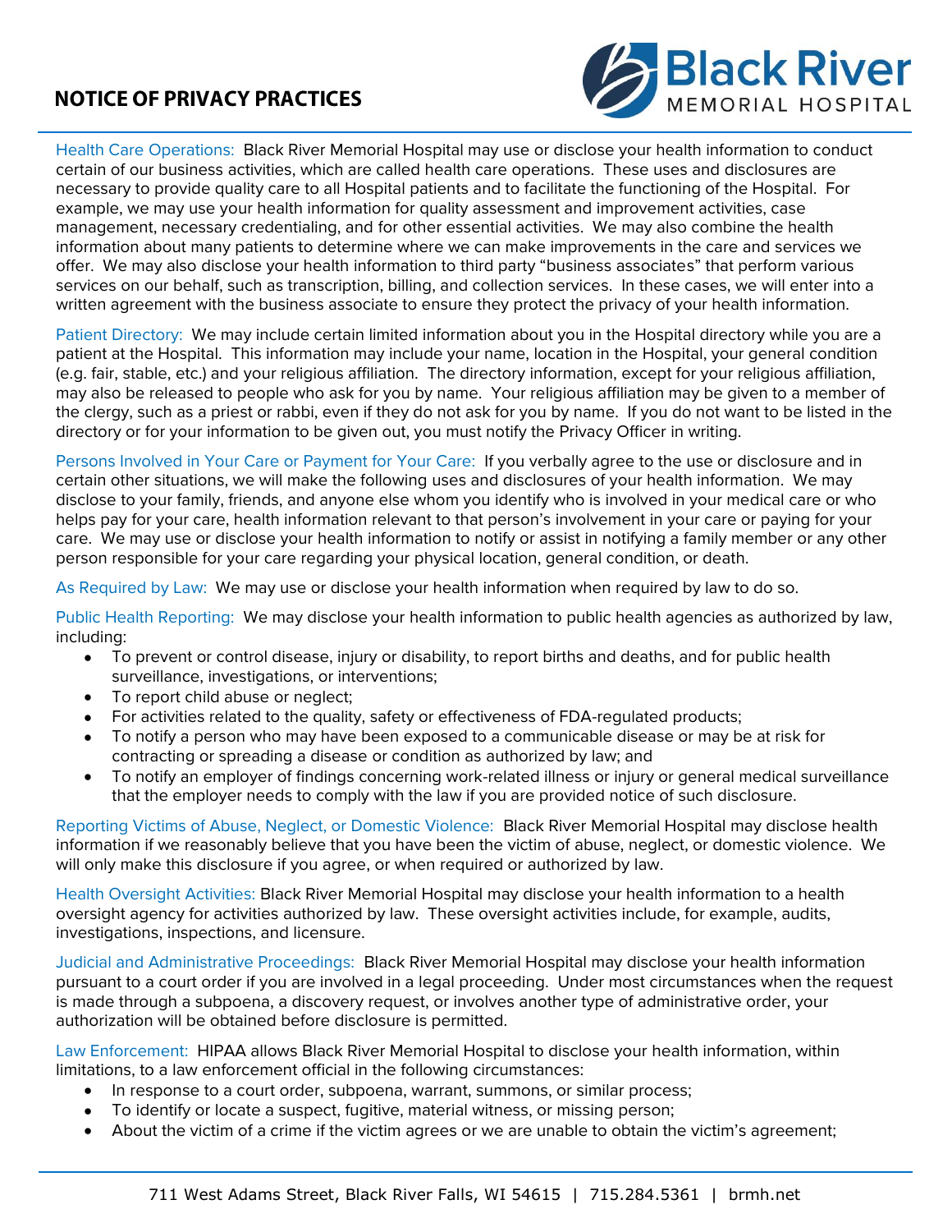# NOTICE OF PRIVACY PRACTICES

Health Care Operations: Black River Memorial Hospital may use or disclose your health information to conduct certain of our business activities, which are called health care operations. These uses and disclosures are necessary to provide quality care to all Hospital patients and to facilitate the functioning of the Hospital. For example, we may use your health information for quality assessment and improvement activities, case management, necessary credentialing, and for other essential activities. We may also combine the health information about many patients to determine where we can make improvements in the care and services we offer. We may also disclose your health information to third party "business associates" that perform various services on our behalf, such as transcription, billing, and collection services. In these cases, we will enter into a written agreement with the business associate to ensure they protect the privacy of your health information.

Patient Directory: We may include certain limited information about you in the Hospital directory while you are a patient at the Hospital. This information may include your name, location in the Hospital, your general condition (e.g. fair, stable, etc.) and your religious affiliation. The directory information, except for your religious affiliation, may also be released to people who ask for you by name. Your religious affiliation may be given to a member of the clergy, such as a priest or rabbi, even if they do not ask for you by name. If you do not want to be listed in the directory or for your information to be given out, you must notify the Privacy Officer in writing.

Persons Involved in Your Care or Payment for Your Care: If you verbally agree to the use or disclosure and in certain other situations, we will make the following uses and disclosures of your health information. We may disclose to your family, friends, and anyone else whom you identify who is involved in your medical care or who helps pay for your care, health information relevant to that person's involvement in your care or paying for your care. We may use or disclose your health information to notify or assist in notifying a family member or any other person responsible for your care regarding your physical location, general condition, or death.

As Required by Law: We may use or disclose your health information when required by law to do so.

Public Health Reporting: We may disclose your health information to public health agencies as authorized by law, including:

- To prevent or control disease, injury or disability, to report births and deaths, and for public health surveillance, investigations, or interventions;
- To report child abuse or neglect;
- For activities related to the quality, safety or effectiveness of FDA-regulated products;
- To notify a person who may have been exposed to a communicable disease or may be at risk for contracting or spreading a disease or condition as authorized by law; and
- To notify an employer of findings concerning work-related illness or injury or general medical surveillance that the employer needs to comply with the law if you are provided notice of such disclosure.

Reporting Victims of Abuse, Neglect, or Domestic Violence: Black River Memorial Hospital may disclose health information if we reasonably believe that you have been the victim of abuse, neglect, or domestic violence. We will only make this disclosure if you agree, or when required or authorized by law.

Health Oversight Activities: Black River Memorial Hospital may disclose your health information to a health oversight agency for activities authorized by law. These oversight activities include, for example, audits, investigations, inspections, and licensure.

Judicial and Administrative Proceedings: Black River Memorial Hospital may disclose your health information pursuant to a court order if you are involved in a legal proceeding. Under most circumstances when the request is made through a subpoena, a discovery request, or involves another type of administrative order, your authorization will be obtained before disclosure is permitted.

Law Enforcement: HIPAA allows Black River Memorial Hospital to disclose your health information, within limitations, to a law enforcement official in the following circumstances:

- In response to a court order, subpoena, warrant, summons, or similar process;
- To identify or locate a suspect, fugitive, material witness, or missing person;
- About the victim of a crime if the victim agrees or we are unable to obtain the victim's agreement;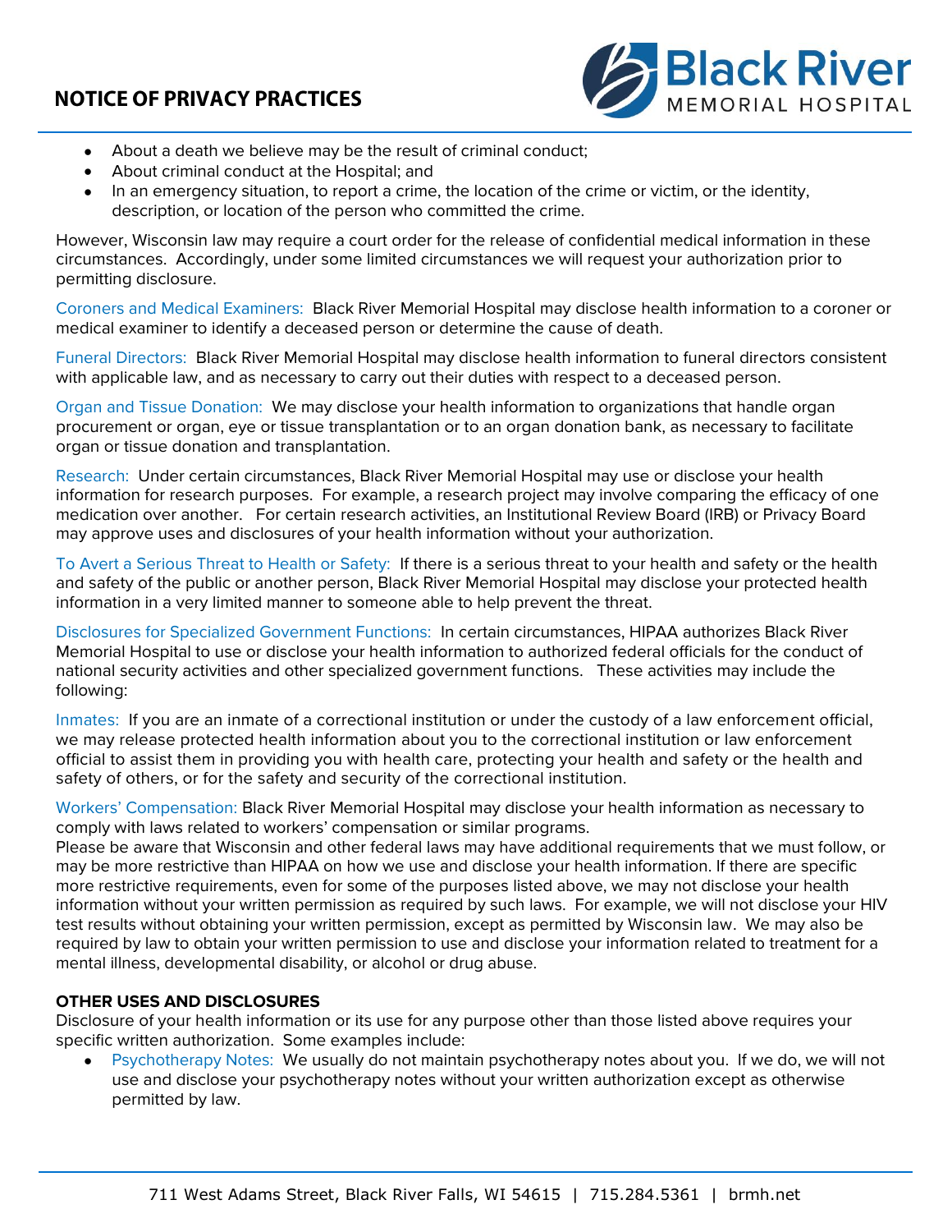- About a death we believe may be the result of criminal conduct;
- About criminal conduct at the Hospital; and
- In an emergency situation, to report a crime, the location of the crime or victim, or the identity, description, or location of the person who committed the crime.

However, Wisconsin law may require a court order for the release of confidential medical information in these circumstances. Accordingly, under some limited circumstances we will request your authorization prior to permitting disclosure.

Coroners and Medical Examiners: Black River Memorial Hospital may disclose health information to a coroner or medical examiner to identify a deceased person or determine the cause of death.

Funeral Directors: Black River Memorial Hospital may disclose health information to funeral directors consistent with applicable law, and as necessary to carry out their duties with respect to a deceased person.

Organ and Tissue Donation: We may disclose your health information to organizations that handle organ procurement or organ, eye or tissue transplantation or to an organ donation bank, as necessary to facilitate organ or tissue donation and transplantation.

Research: Under certain circumstances, Black River Memorial Hospital may use or disclose your health information for research purposes. For example, a research project may involve comparing the efficacy of one medication over another. For certain research activities, an Institutional Review Board (IRB) or Privacy Board may approve uses and disclosures of your health information without your authorization.

To Avert a Serious Threat to Health or Safety: If there is a serious threat to your health and safety or the health and safety of the public or another person, Black River Memorial Hospital may disclose your protected health information in a very limited manner to someone able to help prevent the threat.

Disclosures for Specialized Government Functions: In certain circumstances, HIPAA authorizes Black River Memorial Hospital to use or disclose your health information to authorized federal officials for the conduct of national security activities and other specialized government functions. These activities may include the following:

Inmates: If you are an inmate of a correctional institution or under the custody of a law enforcement official, we may release protected health information about you to the correctional institution or law enforcement official to assist them in providing you with health care, protecting your health and safety or the health and safety of others, or for the safety and security of the correctional institution.

Workers' Compensation: Black River Memorial Hospital may disclose your health information as necessary to comply with laws related to workers' compensation or similar programs.
Please be aware that Wisconsin and other federal laws may have additional requirements that we must follow, or may be more restrictive than HIPAA on how we use and disclose your health information. If there are specific more restrictive requirements, even for some of the purposes listed above, we may not disclose your health information without your written permission as required by such laws. For example, we will not disclose your HIV test results without obtaining your written permission, except as permitted by Wisconsin law. We may also be required by law to obtain your written permission to use and disclose your information related to treatment for a mental illness, developmental disability, or alcohol or drug abuse.

**OTHER USES AND DISCLOSURES**

Disclosure of your health information or its use for any purpose other than those listed above requires your specific written authorization. Some examples include:

- Psychotherapy Notes: We usually do not maintain psychotherapy notes about you. If we do, we will not use and disclose your psychotherapy notes without your written authorization except as otherwise permitted by law.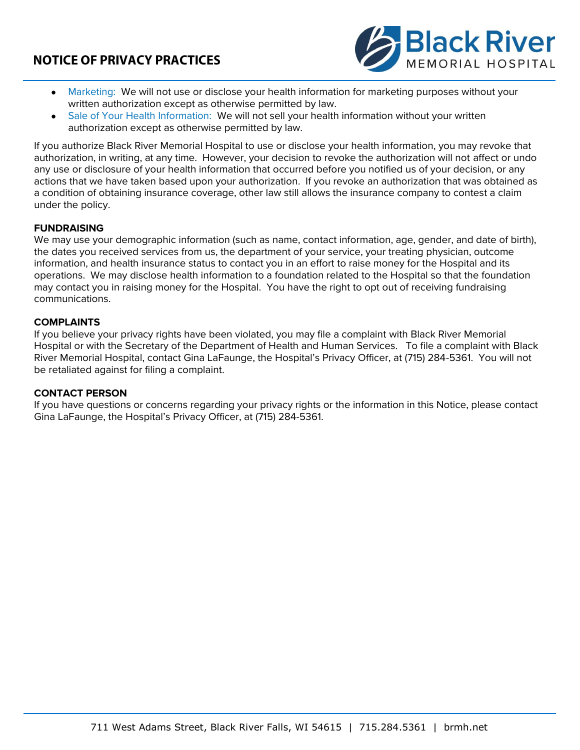- Marketing: We will not use or disclose your health information for marketing purposes without your written authorization except as otherwise permitted by law.
- Sale of Your Health Information: We will not sell your health information without your written authorization except as otherwise permitted by law.

If you authorize Black River Memorial Hospital to use or disclose your health information, you may revoke that authorization, in writing, at any time. However, your decision to revoke the authorization will not affect or undo any use or disclosure of your health information that occurred before you notified us of your decision, or any actions that we have taken based upon your authorization. If you revoke an authorization that was obtained as a condition of obtaining insurance coverage, other law still allows the insurance company to contest a claim under the policy.

**FUNDRAISING**

We may use your demographic information (such as name, contact information, age, gender, and date of birth), the dates you received services from us, the department of your service, your treating physician, outcome information, and health insurance status to contact you in an effort to raise money for the Hospital and its operations. We may disclose health information to a foundation related to the Hospital so that the foundation may contact you in raising money for the Hospital. You have the right to opt out of receiving fundraising communications.

**COMPLAINTS**

If you believe your privacy rights have been violated, you may file a complaint with Black River Memorial Hospital or with the Secretary of the Department of Health and Human Services. To file a complaint with Black River Memorial Hospital, contact Gina LaFaunge, the Hospital's Privacy Officer, at (715) 284-5361. You will not be retaliated against for filing a complaint.

**CONTACT PERSON**

If you have questions or concerns regarding your privacy rights or the information in this Notice, please contact Gina LaFaunge, the Hospital's Privacy Officer, at (715) 284-5361.